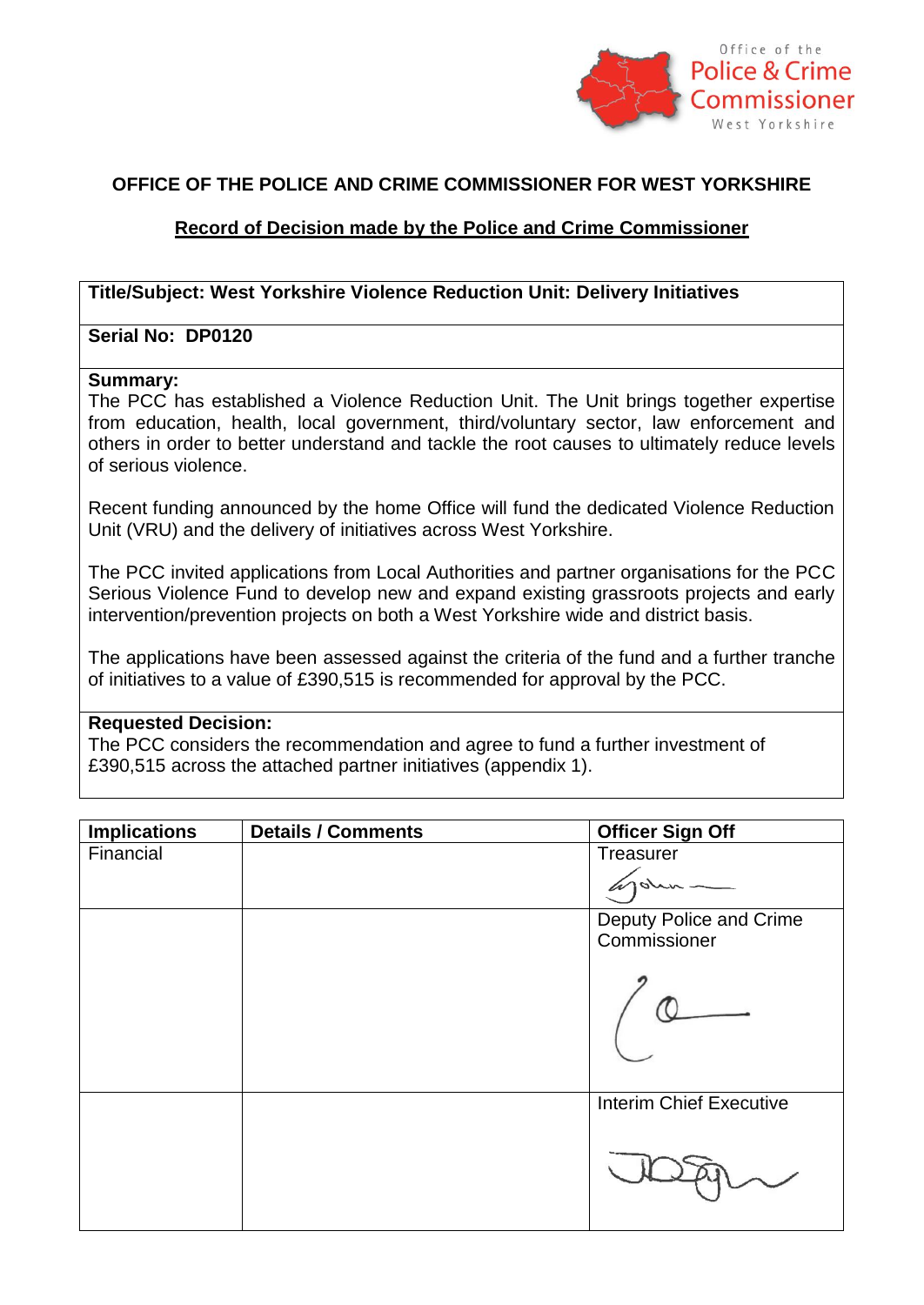Office of the **Police & Crime Commissioner** West Yorkshire

# OFFICE OF THE POLICE AND CRIME COMMISSIONER FOR WEST YORKSHIRE

## Record of Decision made by the Police and Crime Commissioner

**Title/Subject: West Yorkshire Violence Reduction Unit: Delivery Initiatives**

**Serial No: DP0120**

**Summary:**

The PCC has established a Violence Reduction Unit. The Unit brings together expertise from education, health, local government, third/voluntary sector, law enforcement and others in order to better understand and tackle the root causes to ultimately reduce levels of serious violence.

Recent funding announced by the home Office will fund the dedicated Violence Reduction Unit (VRU) and the delivery of initiatives across West Yorkshire.

The PCC invited applications from Local Authorities and partner organisations for the PCC Serious Violence Fund to develop new and expand existing grassroots projects and early intervention/prevention projects on both a West Yorkshire wide and district basis.

The applications have been assessed against the criteria of the fund and a further tranche of initiatives to a value of £390,515 is recommended for approval by the PCC.

**Requested Decision:**

The PCC considers the recommendation and agree to fund a further investment of £390,515 across the attached partner initiatives (appendix 1).

| Implications | Details / Comments | Officer Sign Off |
|---|---|---|
| Financial | | Treasurer<br>[signature] |
| | | Deputy Police and Crime Commissioner<br>[signature] |
| | | Interim Chief Executive<br>[signature] |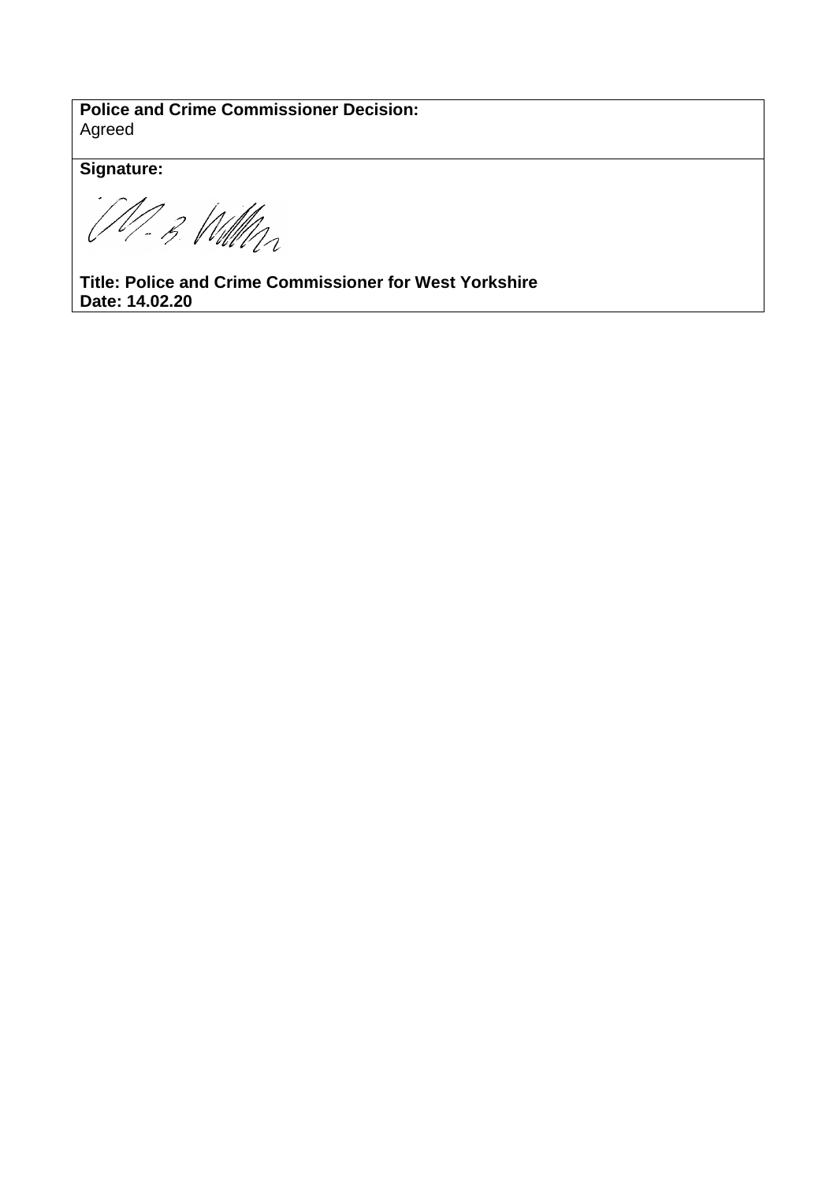**Police and Crime Commissioner Decision:**
Agreed

**Signature:**

**Title: Police and Crime Commissioner for West Yorkshire**
**Date: 14.02.20**